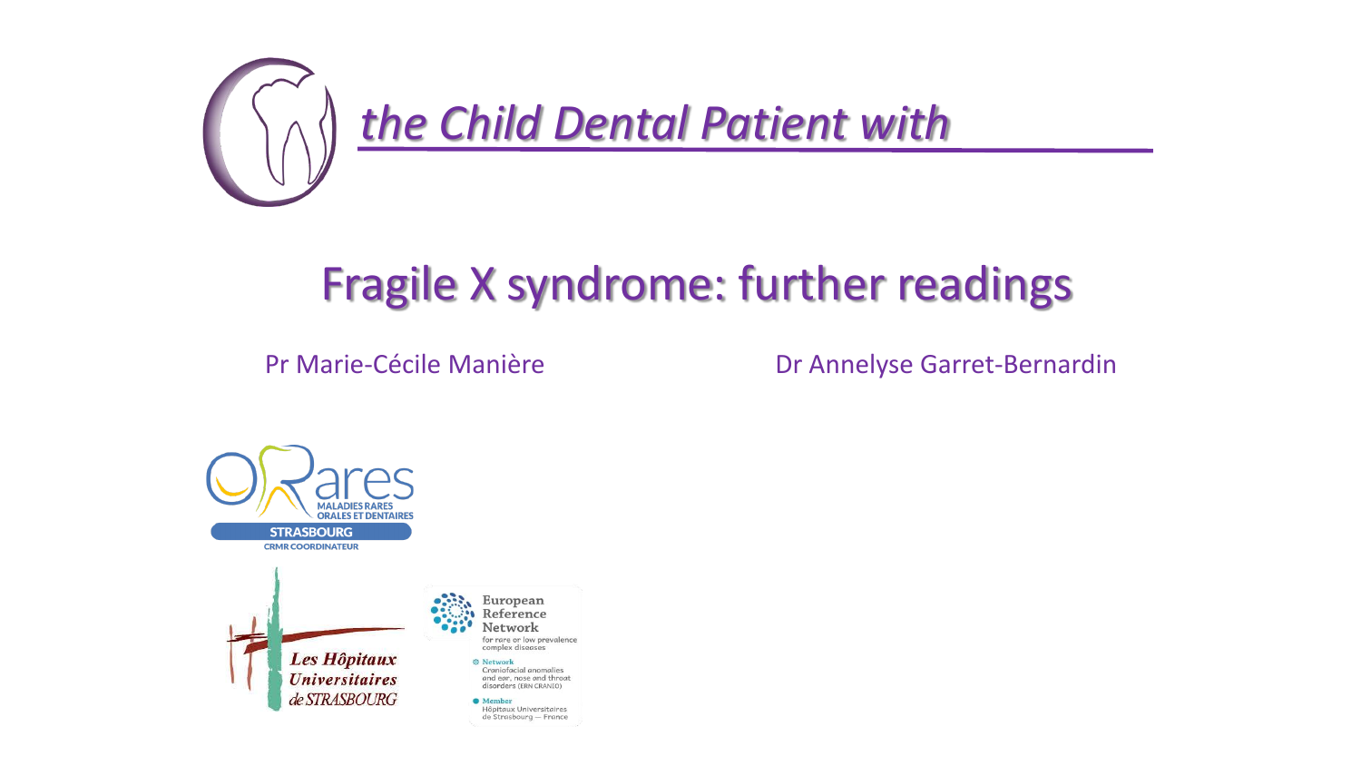*the Child Dental Patient with*

# Fragile X syndrome: further readings

Pr Marie-Cécile Manière

Dr Annelyse Garret-Bernardin

O-Rares
MALADIES RARES ORALES ET DENTAIRES
STRASBOURG
CRMR COORDINATEUR

Les Hôpitaux Universitaires de STRASBOURG

European Reference Network
for rare or low prevalence complex diseases

Network
Craniofacial anomalies and ear, nose and throat disorders (ERN CRANIO)

Member
Hôpitaux Universitaires de Strasbourg — France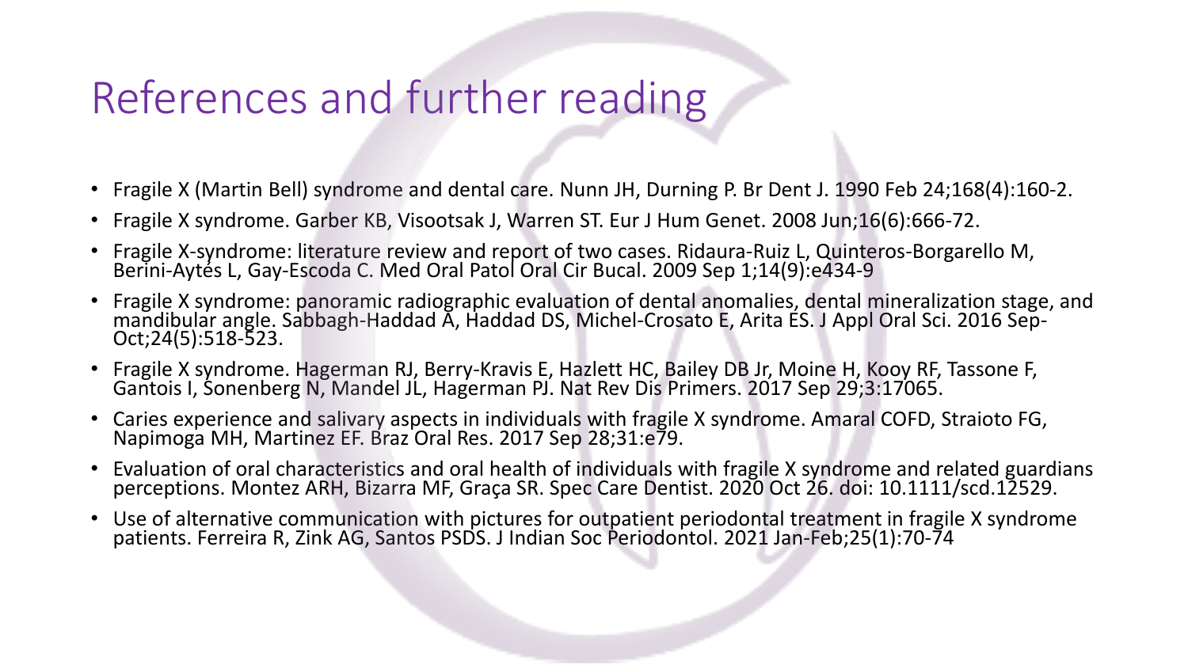# References and further reading

- Fragile X (Martin Bell) syndrome and dental care. Nunn JH, Durning P. Br Dent J. 1990 Feb 24;168(4):160-2.
- Fragile X syndrome. Garber KB, Visootsak J, Warren ST. Eur J Hum Genet. 2008 Jun;16(6):666-72.
- Fragile X-syndrome: literature review and report of two cases. Ridaura-Ruiz L, Quinteros-Borgarello M, Berini-Aytés L, Gay-Escoda C. Med Oral Patol Oral Cir Bucal. 2009 Sep 1;14(9):e434-9
- Fragile X syndrome: panoramic radiographic evaluation of dental anomalies, dental mineralization stage, and mandibular angle. Sabbagh-Haddad A, Haddad DS, Michel-Crosato E, Arita ES. J Appl Oral Sci. 2016 Sep-Oct;24(5):518-523.
- Fragile X syndrome. Hagerman RJ, Berry-Kravis E, Hazlett HC, Bailey DB Jr, Moine H, Kooy RF, Tassone F, Gantois I, Sonenberg N, Mandel JL, Hagerman PJ. Nat Rev Dis Primers. 2017 Sep 29;3:17065.
- Caries experience and salivary aspects in individuals with fragile X syndrome. Amaral COFD, Straioto FG, Napimoga MH, Martinez EF. Braz Oral Res. 2017 Sep 28;31:e79.
- Evaluation of oral characteristics and oral health of individuals with fragile X syndrome and related guardians perceptions. Montez ARH, Bizarra MF, Graça SR. Spec Care Dentist. 2020 Oct 26. doi: 10.1111/scd.12529.
- Use of alternative communication with pictures for outpatient periodontal treatment in fragile X syndrome patients. Ferreira R, Zink AG, Santos PSDS. J Indian Soc Periodontol. 2021 Jan-Feb;25(1):70-74